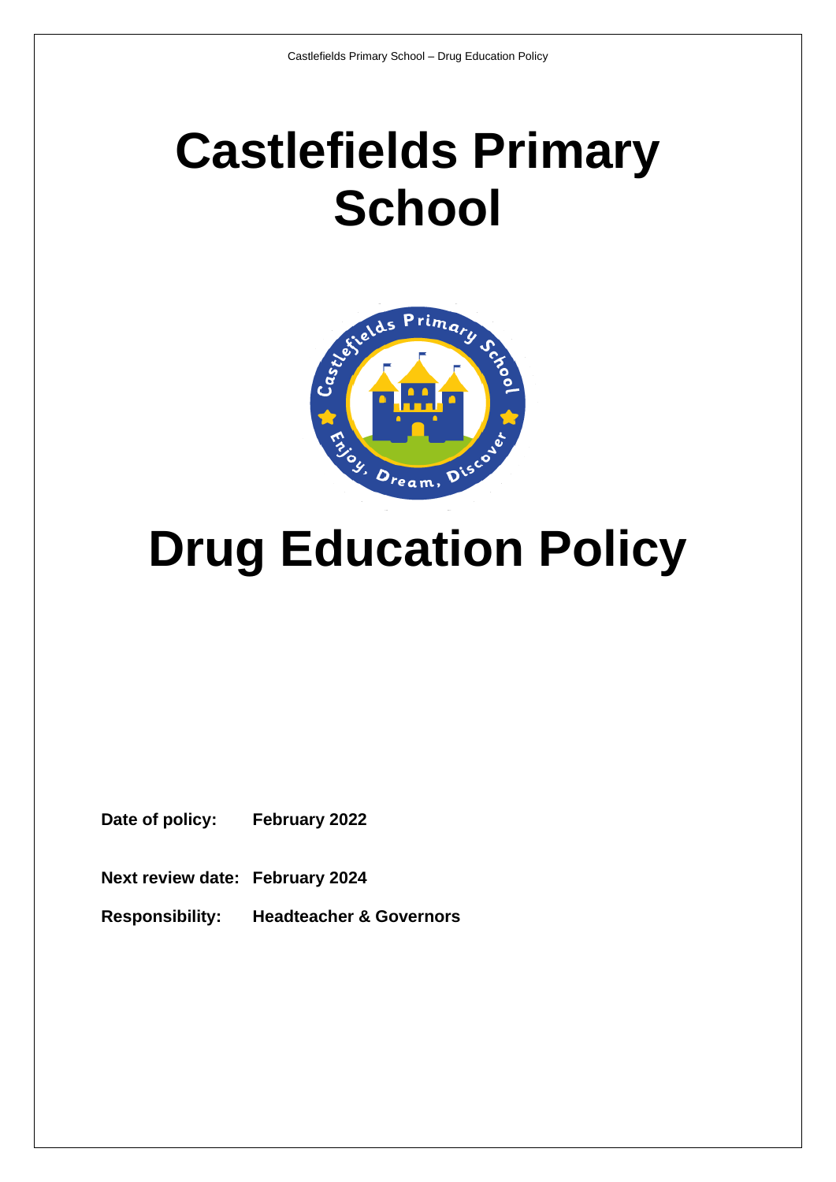# Castlefields Primary School

# Drug Education Policy

**Date of policy:** **February 2022**

**Next review date:** **February 2024**

**Responsibility:** **Headteacher & Governors**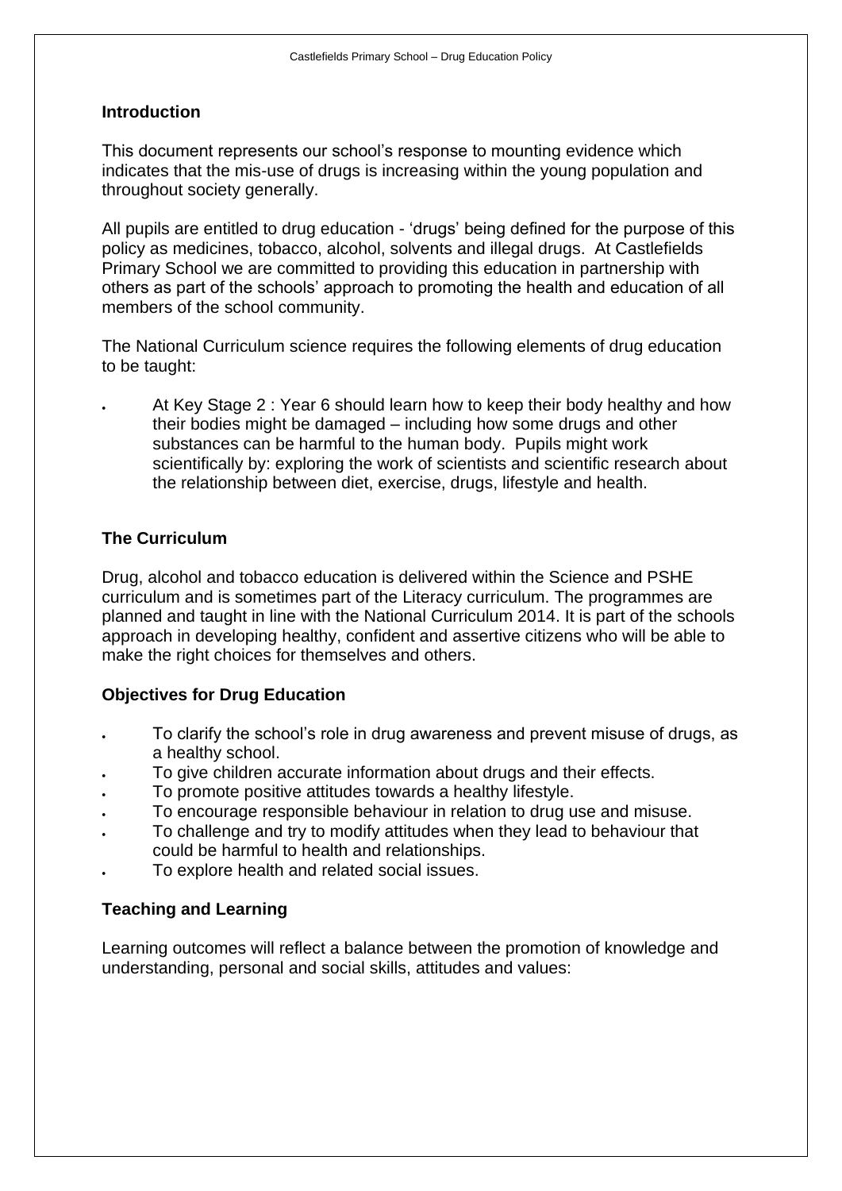## Introduction

This document represents our school's response to mounting evidence which indicates that the mis-use of drugs is increasing within the young population and throughout society generally.

All pupils are entitled to drug education - 'drugs' being defined for the purpose of this policy as medicines, tobacco, alcohol, solvents and illegal drugs. At Castlefields Primary School we are committed to providing this education in partnership with others as part of the schools' approach to promoting the health and education of all members of the school community.

The National Curriculum science requires the following elements of drug education to be taught:

- At Key Stage 2 : Year 6 should learn how to keep their body healthy and how their bodies might be damaged – including how some drugs and other substances can be harmful to the human body. Pupils might work scientifically by: exploring the work of scientists and scientific research about the relationship between diet, exercise, drugs, lifestyle and health.

## The Curriculum

Drug, alcohol and tobacco education is delivered within the Science and PSHE curriculum and is sometimes part of the Literacy curriculum. The programmes are planned and taught in line with the National Curriculum 2014. It is part of the schools approach in developing healthy, confident and assertive citizens who will be able to make the right choices for themselves and others.

## Objectives for Drug Education

- To clarify the school's role in drug awareness and prevent misuse of drugs, as a healthy school.
- To give children accurate information about drugs and their effects.
- To promote positive attitudes towards a healthy lifestyle.
- To encourage responsible behaviour in relation to drug use and misuse.
- To challenge and try to modify attitudes when they lead to behaviour that could be harmful to health and relationships.
- To explore health and related social issues.

## Teaching and Learning

Learning outcomes will reflect a balance between the promotion of knowledge and understanding, personal and social skills, attitudes and values: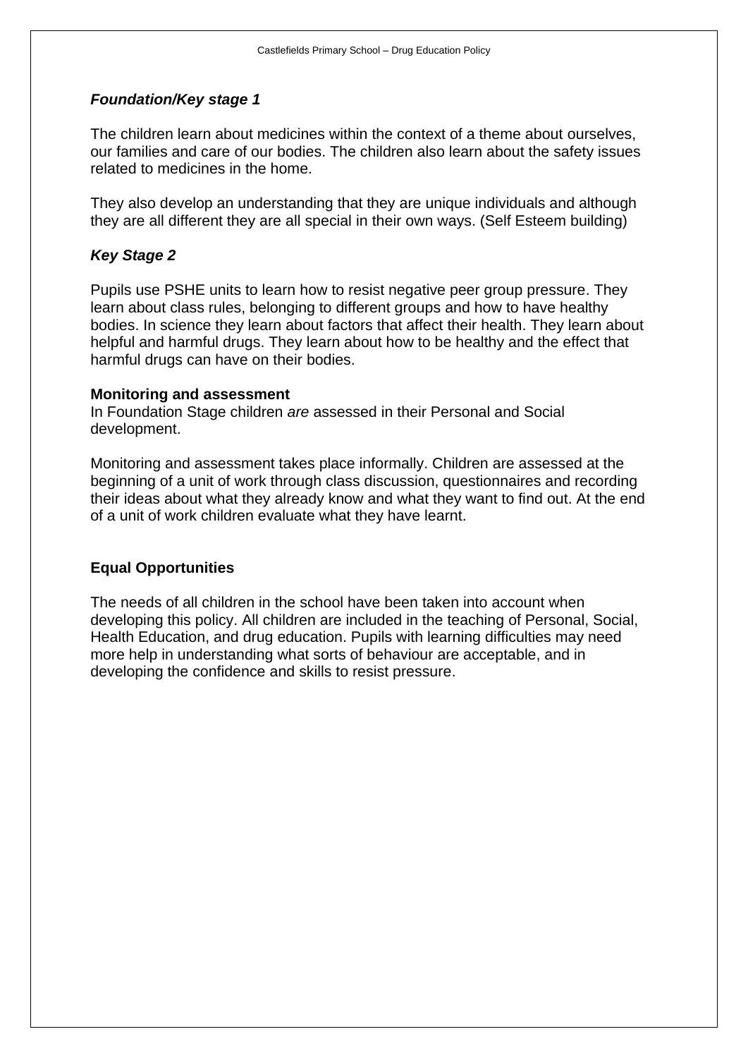### ***Foundation/Key stage 1***

The children learn about medicines within the context of a theme about ourselves, our families and care of our bodies. The children also learn about the safety issues related to medicines in the home.

They also develop an understanding that they are unique individuals and although they are all different they are all special in their own ways. (Self Esteem building)

### ***Key Stage 2***

Pupils use PSHE units to learn how to resist negative peer group pressure. They learn about class rules, belonging to different groups and how to have healthy bodies. In science they learn about factors that affect their health. They learn about helpful and harmful drugs. They learn about how to be healthy and the effect that harmful drugs can have on their bodies.

**Monitoring and assessment**

In Foundation Stage children *are* assessed in their Personal and Social development.

Monitoring and assessment takes place informally. Children are assessed at the beginning of a unit of work through class discussion, questionnaires and recording their ideas about what they already know and what they want to find out. At the end of a unit of work children evaluate what they have learnt.

## **Equal Opportunities**

The needs of all children in the school have been taken into account when developing this policy. All children are included in the teaching of Personal, Social, Health Education, and drug education. Pupils with learning difficulties may need more help in understanding what sorts of behaviour are acceptable, and in developing the confidence and skills to resist pressure.